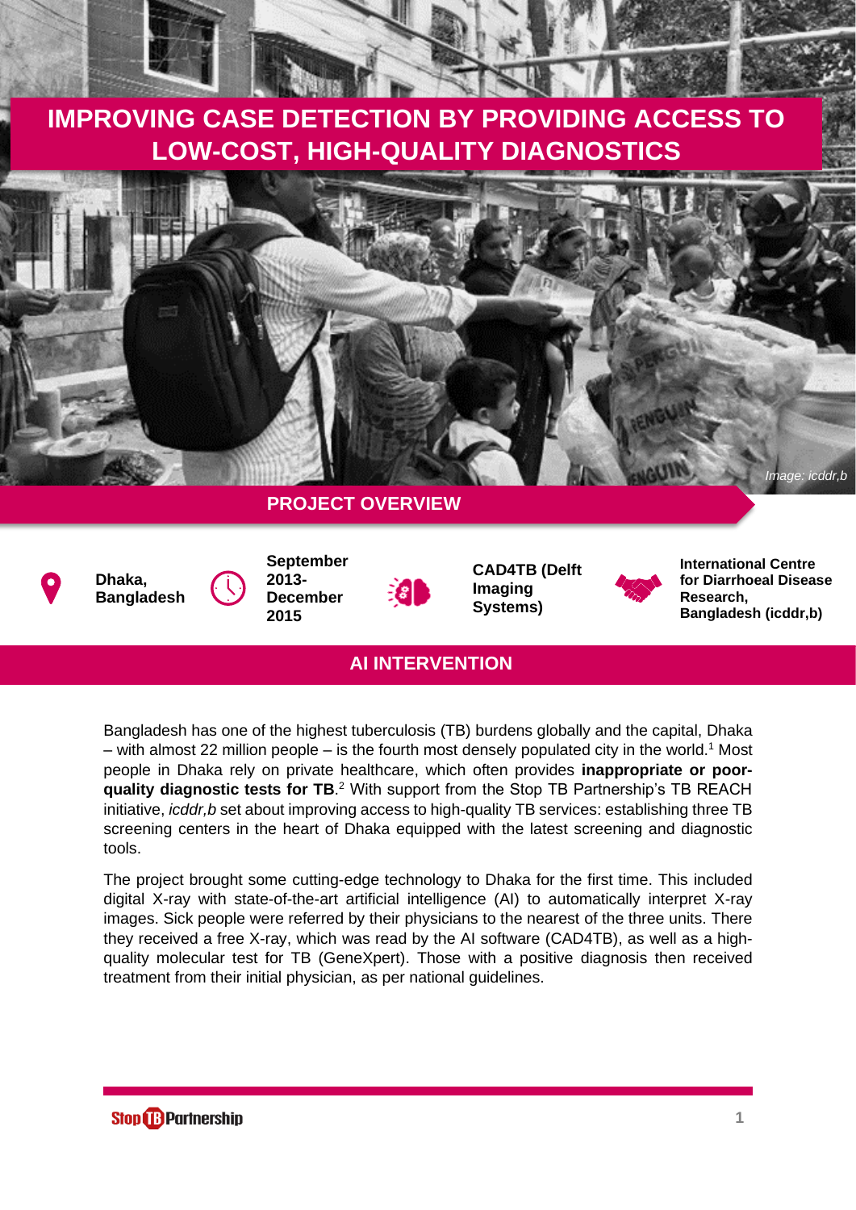# IMPROVING CASE DETECTION BY PROVIDING ACCESS TO LOW-COST, HIGH-QUALITY DIAGNOSTICS

*Image: icddr,b*

## PROJECT OVERVIEW

**Dhaka, Bangladesh**

**September 2013- December 2015**

**CAD4TB (Delft Imaging Systems)**

**International Centre for Diarrhoeal Disease Research, Bangladesh (icddr,b)**

## AI INTERVENTION

Bangladesh has one of the highest tuberculosis (TB) burdens globally and the capital, Dhaka – with almost 22 million people – is the fourth most densely populated city in the world.[1] Most people in Dhaka rely on private healthcare, which often provides **inappropriate or poor-quality diagnostic tests for TB**.[2] With support from the Stop TB Partnership's TB REACH initiative, *icddr,b* set about improving access to high-quality TB services: establishing three TB screening centers in the heart of Dhaka equipped with the latest screening and diagnostic tools.

The project brought some cutting-edge technology to Dhaka for the first time. This included digital X-ray with state-of-the-art artificial intelligence (AI) to automatically interpret X-ray images. Sick people were referred by their physicians to the nearest of the three units. There they received a free X-ray, which was read by the AI software (CAD4TB), as well as a high-quality molecular test for TB (GeneXpert). Those with a positive diagnosis then received treatment from their initial physician, as per national guidelines.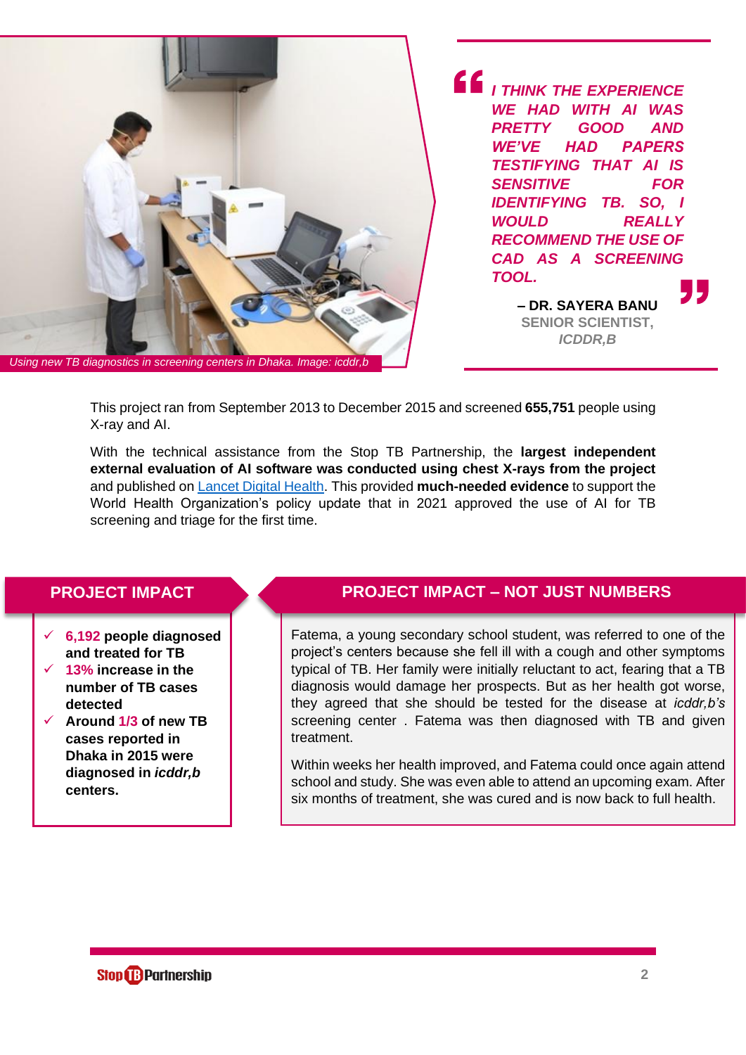*Using new TB diagnostics in screening centers in Dhaka. Image: icddr,b*

> ***I THINK THE EXPERIENCE WE HAD WITH AI WAS PRETTY GOOD AND WE'VE HAD PAPERS TESTIFYING THAT AI IS SENSITIVE FOR IDENTIFYING TB. SO, I WOULD REALLY RECOMMEND THE USE OF CAD AS A SCREENING TOOL.***
>
> **– DR. SAYERA BANU**
> **SENIOR SCIENTIST,**
> ***ICDDR,B***

This project ran from September 2013 to December 2015 and screened **655,751** people using X-ray and AI.

With the technical assistance from the Stop TB Partnership, the **largest independent external evaluation of AI software was conducted using chest X-rays from the project** and published on Lancet Digital Health. This provided **much-needed evidence** to support the World Health Organization's policy update that in 2021 approved the use of AI for TB screening and triage for the first time.

## PROJECT IMPACT

- ✓ **6,192 people diagnosed and treated for TB**
- ✓ **13% increase in the number of TB cases detected**
- ✓ **Around 1/3 of new TB cases reported in Dhaka in 2015 were diagnosed in *icddr,b* centers.**

## PROJECT IMPACT – NOT JUST NUMBERS

Fatema, a young secondary school student, was referred to one of the project's centers because she fell ill with a cough and other symptoms typical of TB. Her family were initially reluctant to act, fearing that a TB diagnosis would damage her prospects. But as her health got worse, they agreed that she should be tested for the disease at *icddr,b's* screening center . Fatema was then diagnosed with TB and given treatment.

Within weeks her health improved, and Fatema could once again attend school and study. She was even able to attend an upcoming exam. After six months of treatment, she was cured and is now back to full health.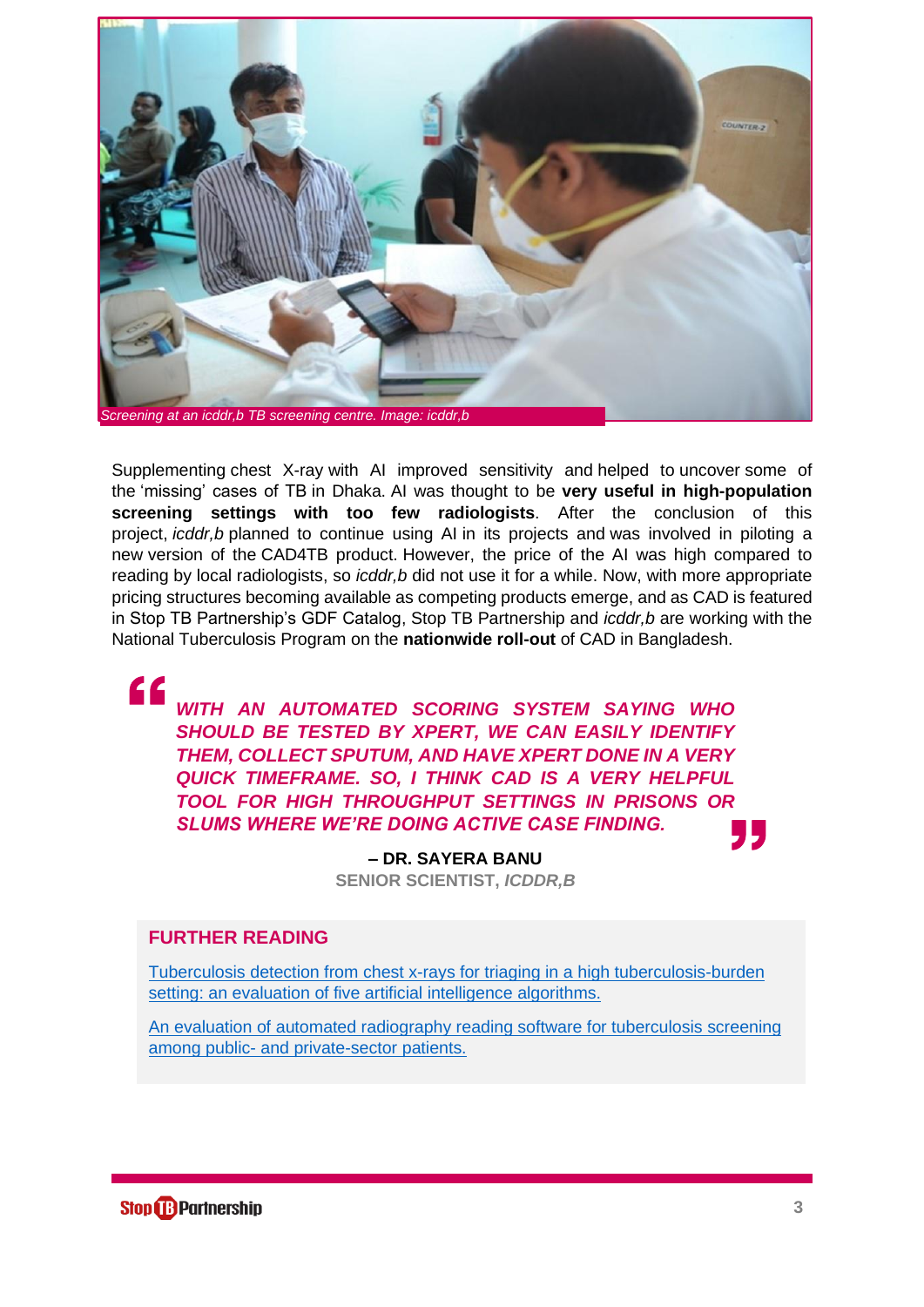*Screening at an icddr,b TB screening centre. Image: icddr,b*

Supplementing chest X-ray with AI improved sensitivity and helped to uncover some of the 'missing' cases of TB in Dhaka. AI was thought to be **very useful in high-population screening settings with too few radiologists**. After the conclusion of this project, *icddr,b* planned to continue using AI in its projects and was involved in piloting a new version of the CAD4TB product. However, the price of the AI was high compared to reading by local radiologists, so *icddr,b* did not use it for a while. Now, with more appropriate pricing structures becoming available as competing products emerge, and as CAD is featured in Stop TB Partnership's GDF Catalog, Stop TB Partnership and *icddr,b* are working with the National Tuberculosis Program on the **nationwide roll-out** of CAD in Bangladesh.

> ***WITH AN AUTOMATED SCORING SYSTEM SAYING WHO SHOULD BE TESTED BY XPERT, WE CAN EASILY IDENTIFY THEM, COLLECT SPUTUM, AND HAVE XPERT DONE IN A VERY QUICK TIMEFRAME. SO, I THINK CAD IS A VERY HELPFUL TOOL FOR HIGH THROUGHPUT SETTINGS IN PRISONS OR SLUMS WHERE WE'RE DOING ACTIVE CASE FINDING.***
>
> **– DR. SAYERA BANU**
> **SENIOR SCIENTIST, *ICDDR,B***

## FURTHER READING

[Tuberculosis detection from chest x-rays for triaging in a high tuberculosis-burden setting: an evaluation of five artificial intelligence algorithms.]

[An evaluation of automated radiography reading software for tuberculosis screening among public- and private-sector patients.]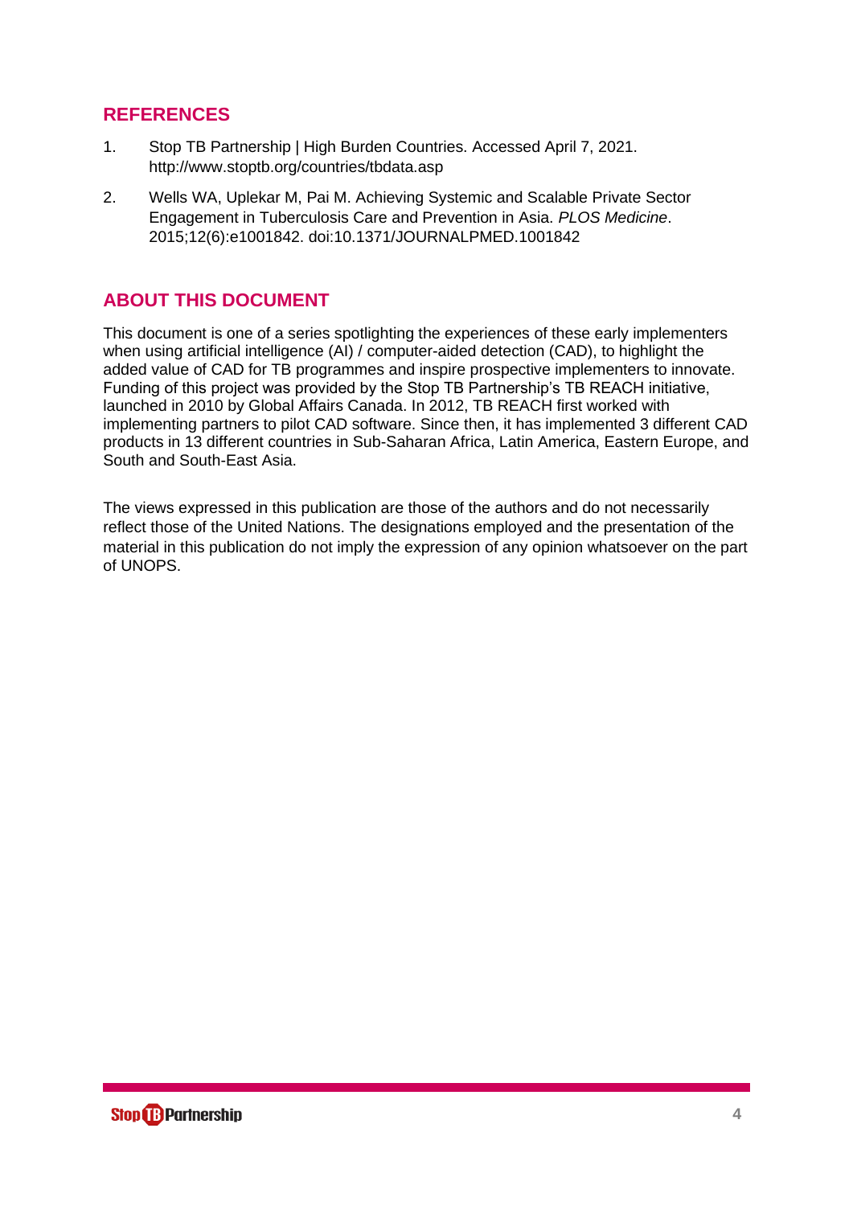## REFERENCES

1. Stop TB Partnership | High Burden Countries. Accessed April 7, 2021. http://www.stoptb.org/countries/tbdata.asp
2. Wells WA, Uplekar M, Pai M. Achieving Systemic and Scalable Private Sector Engagement in Tuberculosis Care and Prevention in Asia. *PLOS Medicine*. 2015;12(6):e1001842. doi:10.1371/JOURNALPMED.1001842

## ABOUT THIS DOCUMENT

This document is one of a series spotlighting the experiences of these early implementers when using artificial intelligence (AI) / computer-aided detection (CAD), to highlight the added value of CAD for TB programmes and inspire prospective implementers to innovate. Funding of this project was provided by the Stop TB Partnership's TB REACH initiative, launched in 2010 by Global Affairs Canada. In 2012, TB REACH first worked with implementing partners to pilot CAD software. Since then, it has implemented 3 different CAD products in 13 different countries in Sub-Saharan Africa, Latin America, Eastern Europe, and South and South-East Asia.

The views expressed in this publication are those of the authors and do not necessarily reflect those of the United Nations. The designations employed and the presentation of the material in this publication do not imply the expression of any opinion whatsoever on the part of UNOPS.